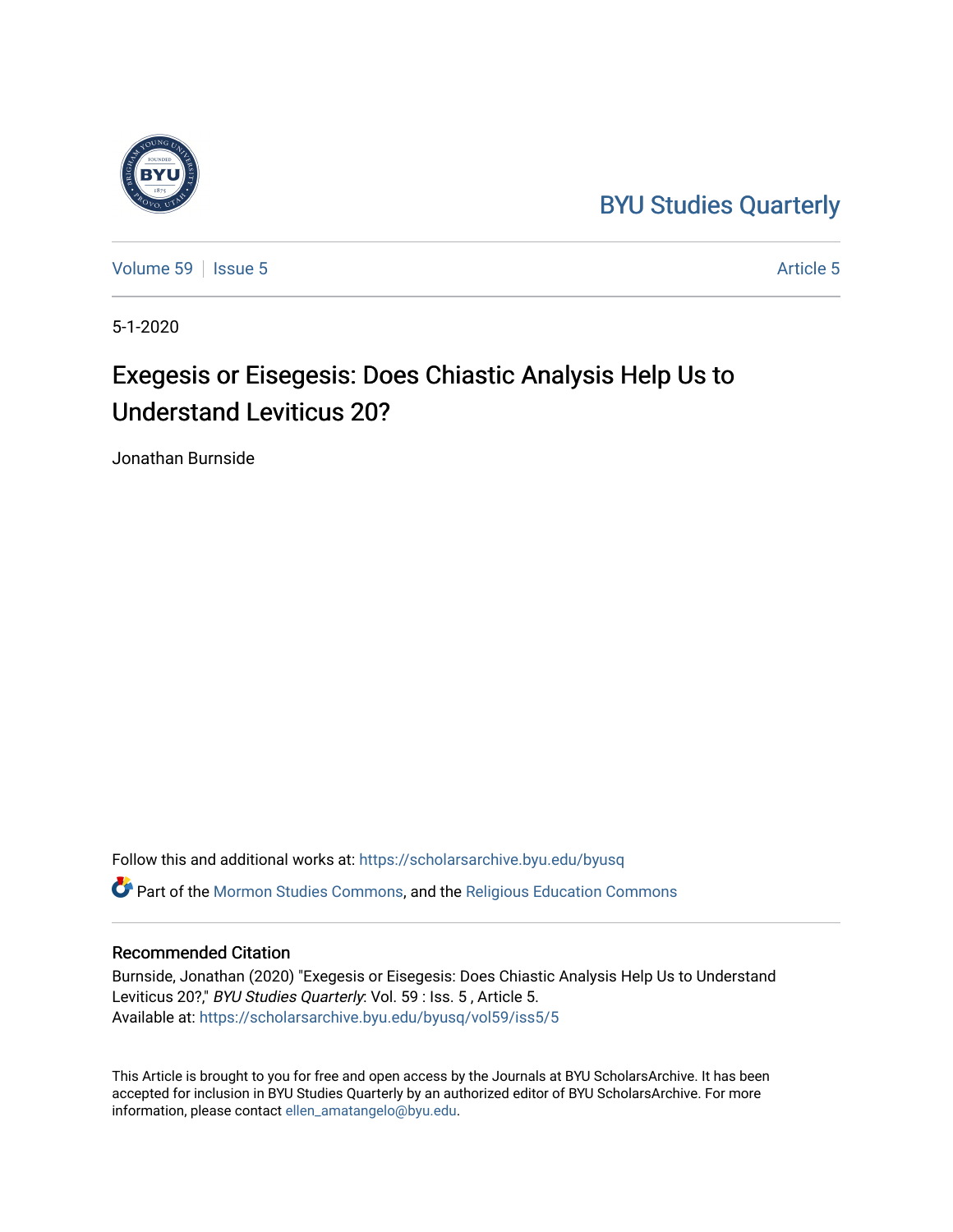BYU Studies Quarterly

Volume 59 | Issue 5 Article 5

5-1-2020

# Exegesis or Eisegesis: Does Chiastic Analysis Help Us to Understand Leviticus 20?

Jonathan Burnside

Follow this and additional works at: https://scholarsarchive.byu.edu/byusq

Part of the Mormon Studies Commons, and the Religious Education Commons

## Recommended Citation

Burnside, Jonathan (2020) "Exegesis or Eisegesis: Does Chiastic Analysis Help Us to Understand Leviticus 20?," *BYU Studies Quarterly*: Vol. 59 : Iss. 5 , Article 5.
Available at: https://scholarsarchive.byu.edu/byusq/vol59/iss5/5

This Article is brought to you for free and open access by the Journals at BYU ScholarsArchive. It has been accepted for inclusion in BYU Studies Quarterly by an authorized editor of BYU ScholarsArchive. For more information, please contact ellen_amatangelo@byu.edu.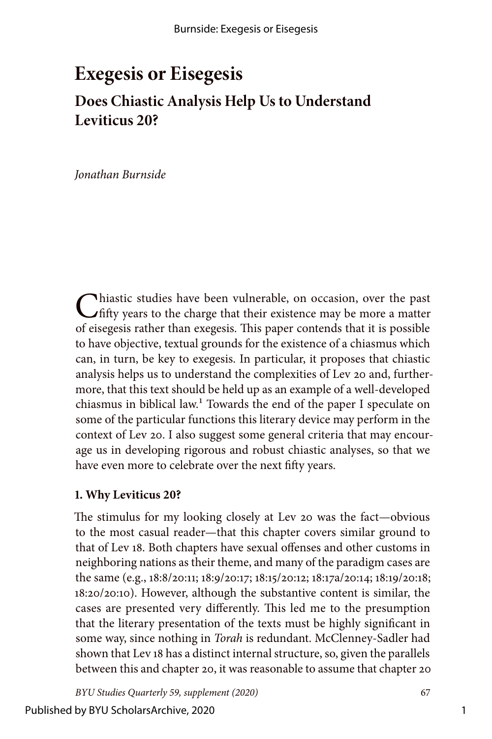# Exegesis or Eisegesis

## Does Chiastic Analysis Help Us to Understand Leviticus 20?

*Jonathan Burnside*

Chiastic studies have been vulnerable, on occasion, over the past fifty years to the charge that their existence may be more a matter of eisegesis rather than exegesis. This paper contends that it is possible to have objective, textual grounds for the existence of a chiasmus which can, in turn, be key to exegesis. In particular, it proposes that chiastic analysis helps us to understand the complexities of Lev 20 and, furthermore, that this text should be held up as an example of a well-developed chiasmus in biblical law.[1] Towards the end of the paper I speculate on some of the particular functions this literary device may perform in the context of Lev 20. I also suggest some general criteria that may encourage us in developing rigorous and robust chiastic analyses, so that we have even more to celebrate over the next fifty years.

### 1. Why Leviticus 20?

The stimulus for my looking closely at Lev 20 was the fact—obvious to the most casual reader—that this chapter covers similar ground to that of Lev 18. Both chapters have sexual offenses and other customs in neighboring nations as their theme, and many of the paradigm cases are the same (e.g., 18:8/20:11; 18:9/20:17; 18:15/20:12; 18:17a/20:14; 18:19/20:18; 18:20/20:10). However, although the substantive content is similar, the cases are presented very differently. This led me to the presumption that the literary presentation of the texts must be highly significant in some way, since nothing in *Torah* is redundant. McClenney-Sadler had shown that Lev 18 has a distinct internal structure, so, given the parallels between this and chapter 20, it was reasonable to assume that chapter 20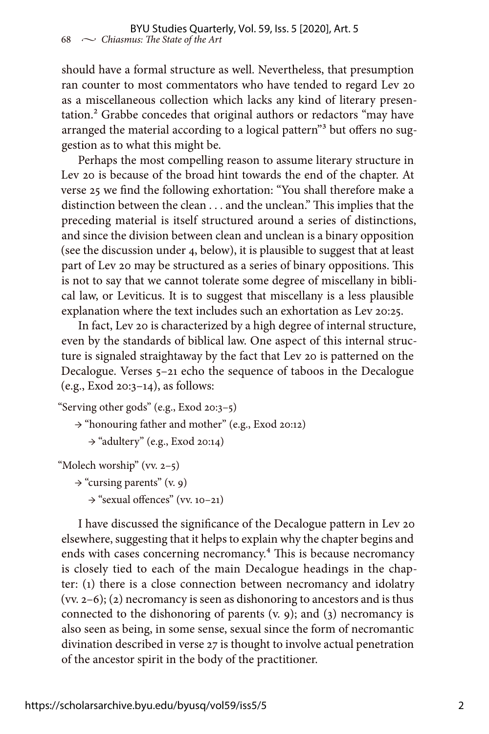should have a formal structure as well. Nevertheless, that presumption ran counter to most commentators who have tended to regard Lev 20 as a miscellaneous collection which lacks any kind of literary presentation.[2] Grabbe concedes that original authors or redactors "may have arranged the material according to a logical pattern"[3] but offers no suggestion as to what this might be.

Perhaps the most compelling reason to assume literary structure in Lev 20 is because of the broad hint towards the end of the chapter. At verse 25 we find the following exhortation: "You shall therefore make a distinction between the clean . . . and the unclean." This implies that the preceding material is itself structured around a series of distinctions, and since the division between clean and unclean is a binary opposition (see the discussion under 4, below), it is plausible to suggest that at least part of Lev 20 may be structured as a series of binary oppositions. This is not to say that we cannot tolerate some degree of miscellany in biblical law, or Leviticus. It is to suggest that miscellany is a less plausible explanation where the text includes such an exhortation as Lev 20:25.

In fact, Lev 20 is characterized by a high degree of internal structure, even by the standards of biblical law. One aspect of this internal structure is signaled straightaway by the fact that Lev 20 is patterned on the Decalogue. Verses 5–21 echo the sequence of taboos in the Decalogue (e.g., Exod 20:3–14), as follows:

"Serving other gods" (e.g., Exod 20:3–5)
  → "honouring father and mother" (e.g., Exod 20:12)
    → "adultery" (e.g., Exod 20:14)

"Molech worship" (vv. 2–5)
  → "cursing parents" (v. 9)
    → "sexual offences" (vv. 10–21)

I have discussed the significance of the Decalogue pattern in Lev 20 elsewhere, suggesting that it helps to explain why the chapter begins and ends with cases concerning necromancy.[4] This is because necromancy is closely tied to each of the main Decalogue headings in the chapter: (1) there is a close connection between necromancy and idolatry (vv. 2–6); (2) necromancy is seen as dishonoring to ancestors and is thus connected to the dishonoring of parents (v. 9); and (3) necromancy is also seen as being, in some sense, sexual since the form of necromantic divination described in verse 27 is thought to involve actual penetration of the ancestor spirit in the body of the practitioner.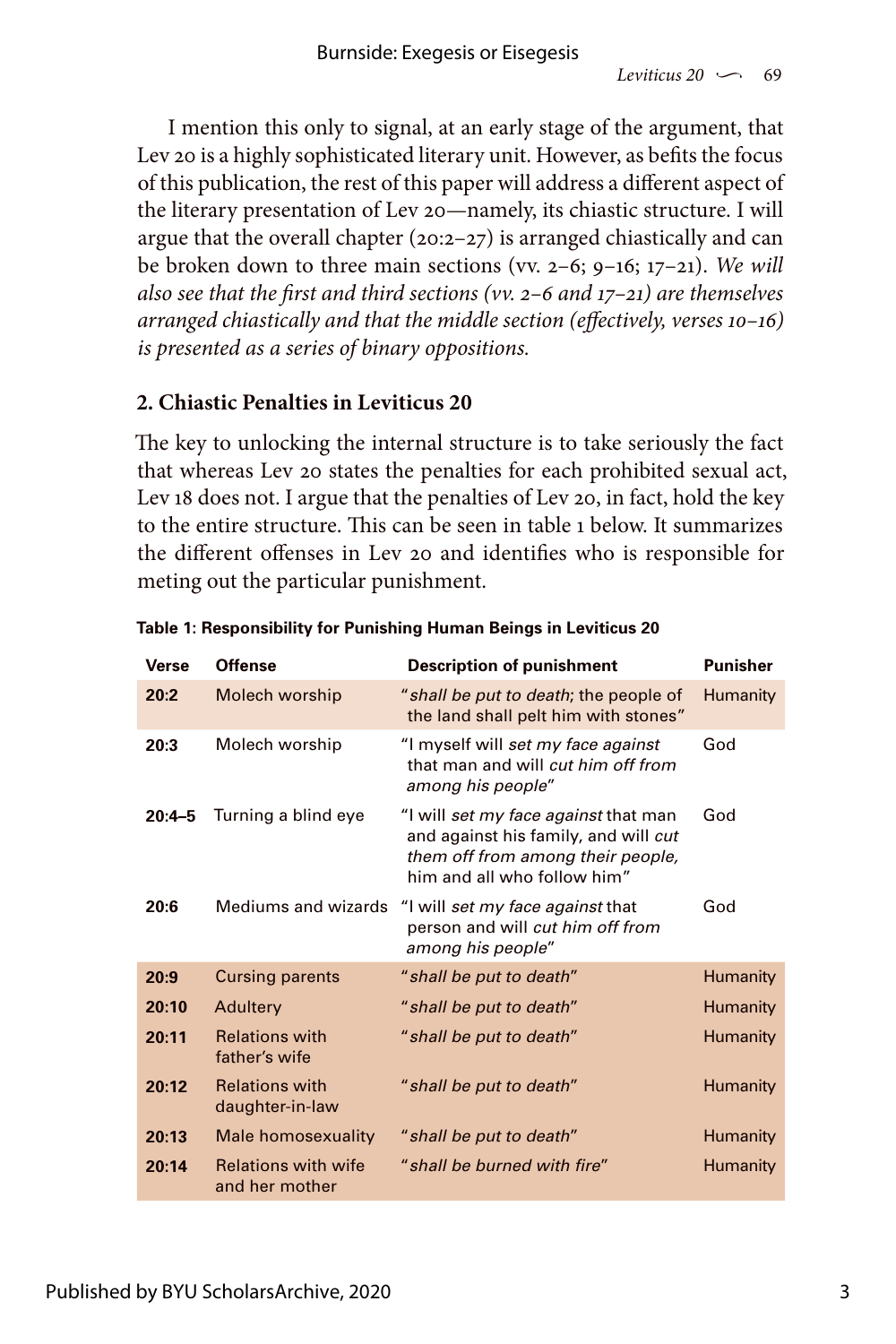I mention this only to signal, at an early stage of the argument, that Lev 20 is a highly sophisticated literary unit. However, as befits the focus of this publication, the rest of this paper will address a different aspect of the literary presentation of Lev 20—namely, its chiastic structure. I will argue that the overall chapter (20:2–27) is arranged chiastically and can be broken down to three main sections (vv. 2–6; 9–16; 17–21). *We will also see that the first and third sections (vv. 2–6 and 17–21) are themselves arranged chiastically and that the middle section (effectively, verses 10–16) is presented as a series of binary oppositions.*

## 2. Chiastic Penalties in Leviticus 20

The key to unlocking the internal structure is to take seriously the fact that whereas Lev 20 states the penalties for each prohibited sexual act, Lev 18 does not. I argue that the penalties of Lev 20, in fact, hold the key to the entire structure. This can be seen in table 1 below. It summarizes the different offenses in Lev 20 and identifies who is responsible for meting out the particular punishment.

**Table 1: Responsibility for Punishing Human Beings in Leviticus 20**

| Verse | Offense | Description of punishment | Punisher |
|---|---|---|---|
| **20:2** | Molech worship | "*shall be put to death*; the people of the land shall pelt him with stones" | Humanity |
| **20:3** | Molech worship | "I myself will *set my face against* that man and will *cut him off from among his people*" | God |
| **20:4–5** | Turning a blind eye | "I will *set my face against* that man and against his family, and will *cut them off from among their people,* him and all who follow him" | God |
| **20:6** | Mediums and wizards | "I will *set my face against* that person and will *cut him off from among his people*" | God |
| **20:9** | Cursing parents | "*shall be put to death*" | Humanity |
| **20:10** | Adultery | "*shall be put to death*" | Humanity |
| **20:11** | Relations with father's wife | "*shall be put to death*" | Humanity |
| **20:12** | Relations with daughter-in-law | "*shall be put to death*" | Humanity |
| **20:13** | Male homosexuality | "*shall be put to death*" | Humanity |
| **20:14** | Relations with wife and her mother | "*shall be burned with fire*" | Humanity |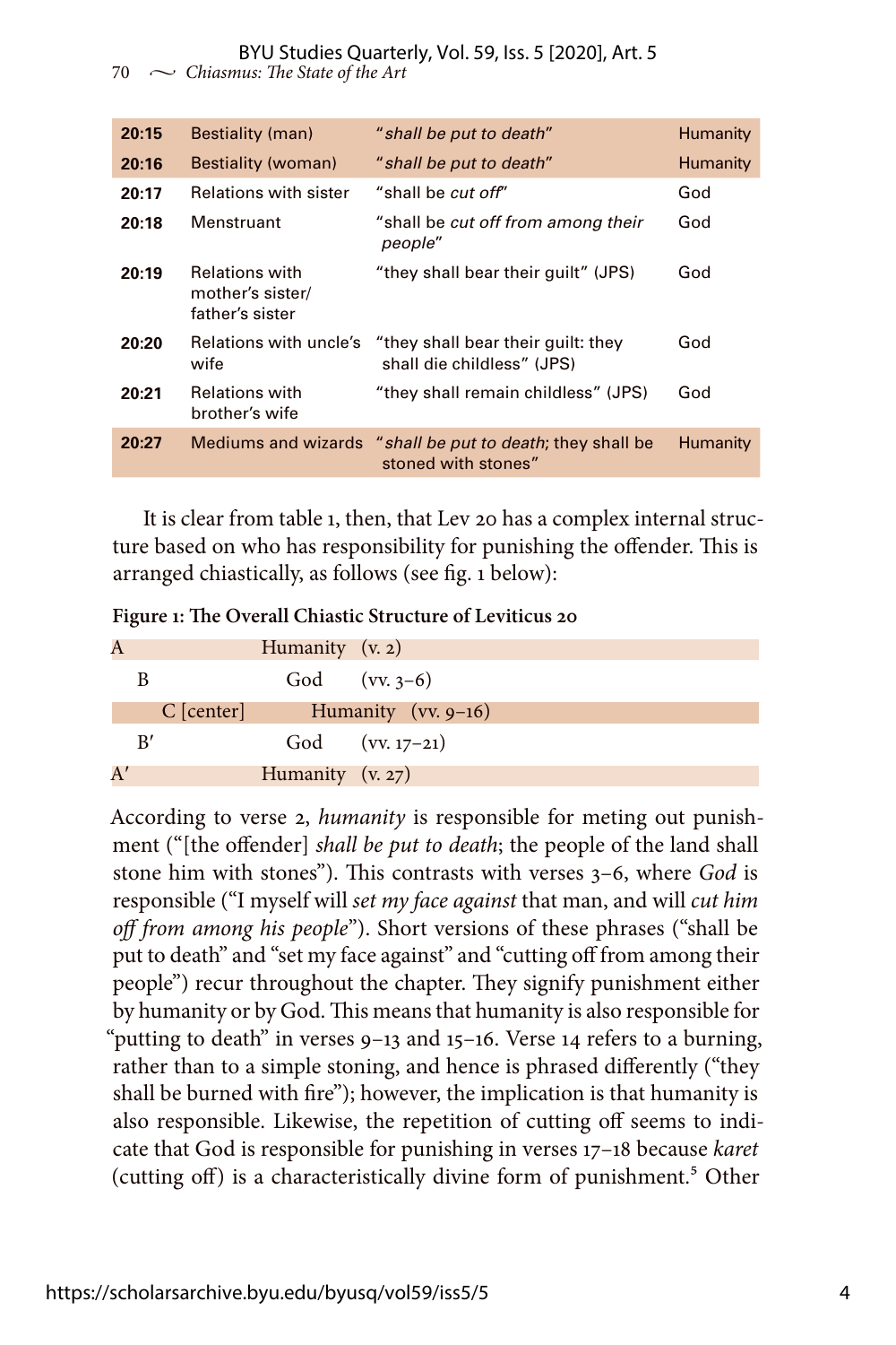| | | | |
|---|---|---|---|
| **20:15** | Bestiality (man) | "*shall be put to death*" | Humanity |
| **20:16** | Bestiality (woman) | "*shall be put to death*" | Humanity |
| **20:17** | Relations with sister | "shall be *cut off*" | God |
| **20:18** | Menstruant | "shall be *cut off from among their people*" | God |
| **20:19** | Relations with mother's sister/ father's sister | "they shall bear their guilt" (JPS) | God |
| **20:20** | Relations with uncle's wife | "they shall bear their guilt: they shall die childless" (JPS) | God |
| **20:21** | Relations with brother's wife | "they shall remain childless" (JPS) | God |
| **20:27** | Mediums and wizards | "*shall be put to death*; they shall be stoned with stones" | Humanity |

It is clear from table 1, then, that Lev 20 has a complex internal structure based on who has responsibility for punishing the offender. This is arranged chiastically, as follows (see fig. 1 below):

**Figure 1: The Overall Chiastic Structure of Leviticus 20**

| | | |
|---|---|---|
| A | Humanity | (v. 2) |
| B | God | (vv. 3–6) |
| C [center] | Humanity | (vv. 9–16) |
| B′ | God | (vv. 17–21) |
| A′ | Humanity | (v. 27) |

According to verse 2, *humanity* is responsible for meting out punishment ("[the offender] *shall be put to death*; the people of the land shall stone him with stones"). This contrasts with verses 3–6, where *God* is responsible ("I myself will *set my face against* that man, and will *cut him off from among his people*"). Short versions of these phrases ("shall be put to death" and "set my face against" and "cutting off from among their people") recur throughout the chapter. They signify punishment either by humanity or by God. This means that humanity is also responsible for "putting to death" in verses 9–13 and 15–16. Verse 14 refers to a burning, rather than to a simple stoning, and hence is phrased differently ("they shall be burned with fire"); however, the implication is that humanity is also responsible. Likewise, the repetition of cutting off seems to indicate that God is responsible for punishing in verses 17–18 because *karet* (cutting off) is a characteristically divine form of punishment.[5] Other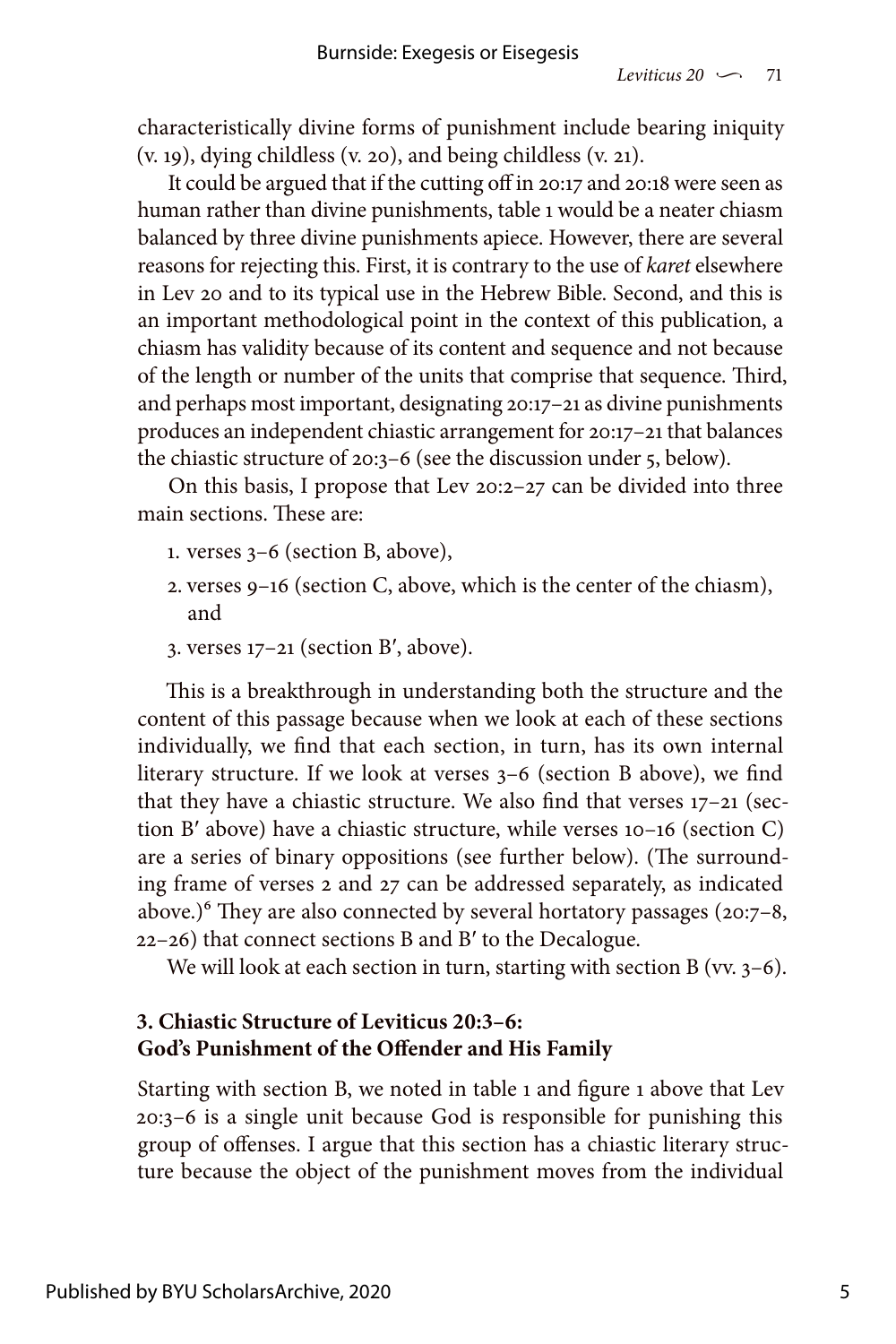characteristically divine forms of punishment include bearing iniquity (v. 19), dying childless (v. 20), and being childless (v. 21).

It could be argued that if the cutting off in 20:17 and 20:18 were seen as human rather than divine punishments, table 1 would be a neater chiasm balanced by three divine punishments apiece. However, there are several reasons for rejecting this. First, it is contrary to the use of *karet* elsewhere in Lev 20 and to its typical use in the Hebrew Bible. Second, and this is an important methodological point in the context of this publication, a chiasm has validity because of its content and sequence and not because of the length or number of the units that comprise that sequence. Third, and perhaps most important, designating 20:17–21 as divine punishments produces an independent chiastic arrangement for 20:17–21 that balances the chiastic structure of 20:3–6 (see the discussion under 5, below).

On this basis, I propose that Lev 20:2–27 can be divided into three main sections. These are:

1. verses 3–6 (section B, above),
2. verses 9–16 (section C, above, which is the center of the chiasm), and
3. verses 17–21 (section B′, above).

This is a breakthrough in understanding both the structure and the content of this passage because when we look at each of these sections individually, we find that each section, in turn, has its own internal literary structure. If we look at verses 3–6 (section B above), we find that they have a chiastic structure. We also find that verses 17–21 (section B′ above) have a chiastic structure, while verses 10–16 (section C) are a series of binary oppositions (see further below). (The surrounding frame of verses 2 and 27 can be addressed separately, as indicated above.)[6] They are also connected by several hortatory passages (20:7–8, 22–26) that connect sections B and B′ to the Decalogue.

We will look at each section in turn, starting with section B (vv. 3–6).

### 3. Chiastic Structure of Leviticus 20:3–6: God's Punishment of the Offender and His Family

Starting with section B, we noted in table 1 and figure 1 above that Lev 20:3–6 is a single unit because God is responsible for punishing this group of offenses. I argue that this section has a chiastic literary structure because the object of the punishment moves from the individual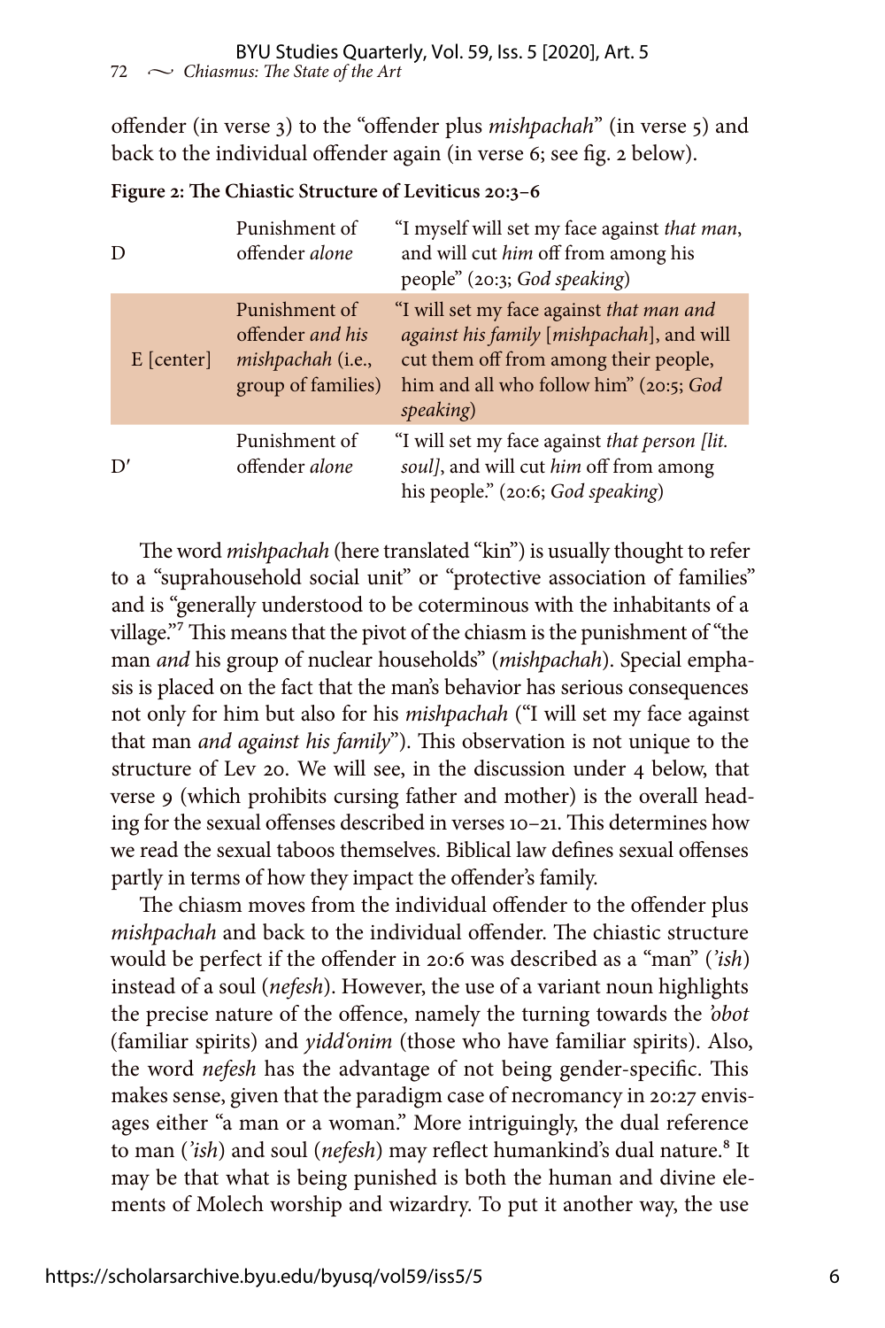offender (in verse 3) to the "offender plus *mishpachah*" (in verse 5) and back to the individual offender again (in verse 6; see fig. 2 below).

**Figure 2: The Chiastic Structure of Leviticus 20:3–6**

| | | |
|---|---|---|
| D | Punishment of offender *alone* | "I myself will set my face against *that man*, and will cut *him* off from among his people" (20:3; *God speaking*) |
| E [center] | Punishment of offender *and his mishpachah* (i.e., group of families) | "I will set my face against *that man and against his family* [*mishpachah*], and will cut them off from among their people, him and all who follow him" (20:5; *God speaking*) |
| D′ | Punishment of offender *alone* | "I will set my face against *that person [lit. soul]*, and will cut *him* off from among his people." (20:6; *God speaking*) |

The word *mishpachah* (here translated "kin") is usually thought to refer to a "suprahousehold social unit" or "protective association of families" and is "generally understood to be coterminous with the inhabitants of a village."[7] This means that the pivot of the chiasm is the punishment of "the man *and* his group of nuclear households" (*mishpachah*). Special emphasis is placed on the fact that the man's behavior has serious consequences not only for him but also for his *mishpachah* ("I will set my face against that man *and against his family*"). This observation is not unique to the structure of Lev 20. We will see, in the discussion under 4 below, that verse 9 (which prohibits cursing father and mother) is the overall heading for the sexual offenses described in verses 10–21. This determines how we read the sexual taboos themselves. Biblical law defines sexual offenses partly in terms of how they impact the offender's family.

The chiasm moves from the individual offender to the offender plus *mishpachah* and back to the individual offender. The chiastic structure would be perfect if the offender in 20:6 was described as a "man" (*'ish*) instead of a soul (*nefesh*). However, the use of a variant noun highlights the precise nature of the offence, namely the turning towards the *'obot* (familiar spirits) and *yidd'onim* (those who have familiar spirits). Also, the word *nefesh* has the advantage of not being gender-specific. This makes sense, given that the paradigm case of necromancy in 20:27 envisages either "a man or a woman." More intriguingly, the dual reference to man (*'ish*) and soul (*nefesh*) may reflect humankind's dual nature.[8] It may be that what is being punished is both the human and divine elements of Molech worship and wizardry. To put it another way, the use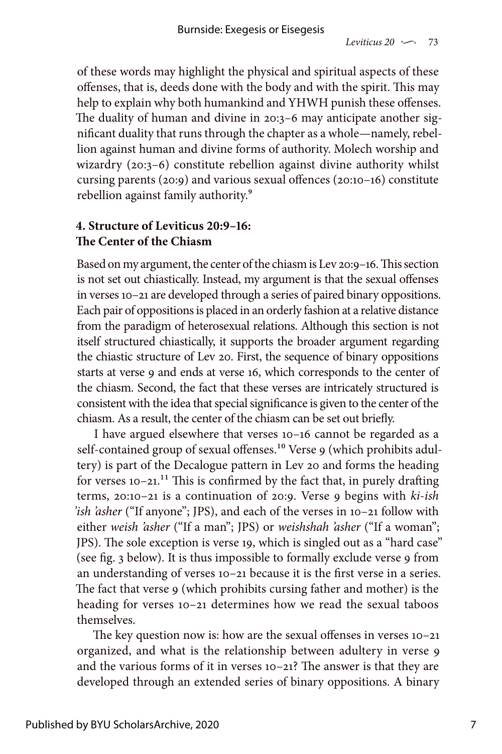of these words may highlight the physical and spiritual aspects of these offenses, that is, deeds done with the body and with the spirit. This may help to explain why both humankind and YHWH punish these offenses. The duality of human and divine in 20:3–6 may anticipate another significant duality that runs through the chapter as a whole—namely, rebellion against human and divine forms of authority. Molech worship and wizardry (20:3–6) constitute rebellion against divine authority whilst cursing parents (20:9) and various sexual offences (20:10–16) constitute rebellion against family authority.[9]

## 4. Structure of Leviticus 20:9–16: The Center of the Chiasm

Based on my argument, the center of the chiasm is Lev 20:9–16. This section is not set out chiastically. Instead, my argument is that the sexual offenses in verses 10–21 are developed through a series of paired binary oppositions. Each pair of oppositions is placed in an orderly fashion at a relative distance from the paradigm of heterosexual relations. Although this section is not itself structured chiastically, it supports the broader argument regarding the chiastic structure of Lev 20. First, the sequence of binary oppositions starts at verse 9 and ends at verse 16, which corresponds to the center of the chiasm. Second, the fact that these verses are intricately structured is consistent with the idea that special significance is given to the center of the chiasm. As a result, the center of the chiasm can be set out briefly.

I have argued elsewhere that verses 10–16 cannot be regarded as a self-contained group of sexual offenses.[10] Verse 9 (which prohibits adultery) is part of the Decalogue pattern in Lev 20 and forms the heading for verses 10–21.[11] This is confirmed by the fact that, in purely drafting terms, 20:10–21 is a continuation of 20:9. Verse 9 begins with *ki-ish ʾish ʾasher* ("If anyone"; JPS), and each of the verses in 10–21 follow with either *weish ʾasher* ("If a man"; JPS) or *weishshah ʾasher* ("If a woman"; JPS). The sole exception is verse 19, which is singled out as a "hard case" (see fig. 3 below). It is thus impossible to formally exclude verse 9 from an understanding of verses 10–21 because it is the first verse in a series. The fact that verse 9 (which prohibits cursing father and mother) is the heading for verses 10–21 determines how we read the sexual taboos themselves.

The key question now is: how are the sexual offenses in verses 10–21 organized, and what is the relationship between adultery in verse 9 and the various forms of it in verses 10–21? The answer is that they are developed through an extended series of binary oppositions. A binary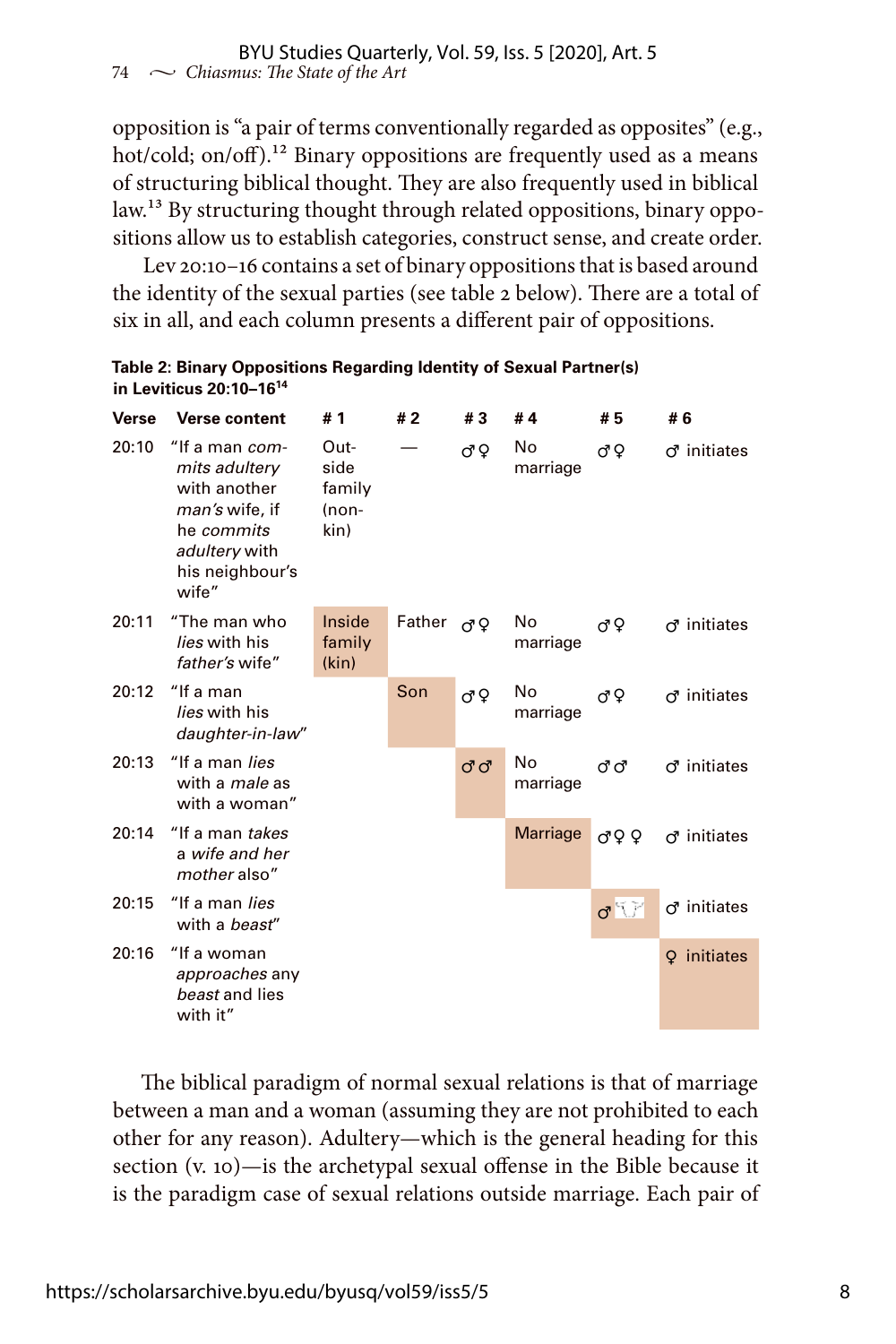opposition is "a pair of terms conventionally regarded as opposites" (e.g., hot/cold; on/off).[12] Binary oppositions are frequently used as a means of structuring biblical thought. They are also frequently used in biblical law.[13] By structuring thought through related oppositions, binary oppositions allow us to establish categories, construct sense, and create order.

Lev 20:10–16 contains a set of binary oppositions that is based around the identity of the sexual parties (see table 2 below). There are a total of six in all, and each column presents a different pair of oppositions.

**Table 2: Binary Oppositions Regarding Identity of Sexual Partner(s) in Leviticus 20:10–16**[14]

| Verse | Verse content | # 1 | # 2 | # 3 | # 4 | # 5 | # 6 |
|---|---|---|---|---|---|---|---|
| 20:10 | "If a man *commits adultery* with another *man's* wife, if he *commits adultery* with his neighbour's wife" | Outside family (non-kin) | — | ♂♀ | No marriage | ♂♀ | ♂ initiates |
| 20:11 | "The man who *lies* with his *father's* wife" | Inside family (kin) | Father | ♂♀ | No marriage | ♂♀ | ♂ initiates |
| 20:12 | "If a man *lies* with his *daughter-in-law*" | | Son | ♂♀ | No marriage | ♂♀ | ♂ initiates |
| 20:13 | "If a man *lies* with a *male* as with a woman" | | | ♂♂ | No marriage | ♂♂ | ♂ initiates |
| 20:14 | "If a man *takes* a *wife and her mother* also" | | | | Marriage | ♂♀♀ | ♂ initiates |
| 20:15 | "If a man *lies* with a *beast*" | | | | | ♂ [beast] | ♂ initiates |
| 20:16 | "If a woman *approaches* any *beast* and lies with it" | | | | | | ♀ initiates |

The biblical paradigm of normal sexual relations is that of marriage between a man and a woman (assuming they are not prohibited to each other for any reason). Adultery—which is the general heading for this section (v. 10)—is the archetypal sexual offense in the Bible because it is the paradigm case of sexual relations outside marriage. Each pair of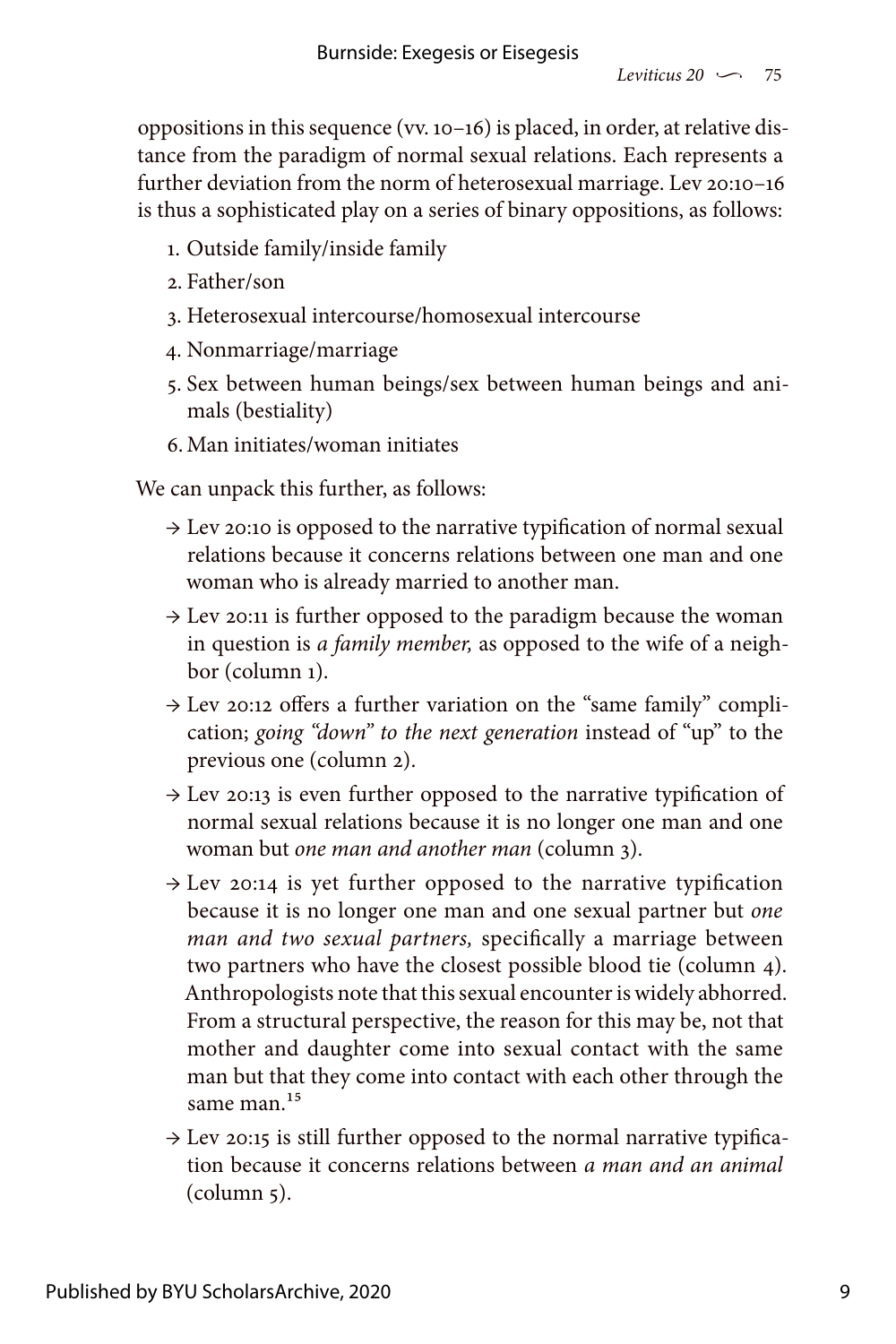oppositions in this sequence (vv. 10–16) is placed, in order, at relative distance from the paradigm of normal sexual relations. Each represents a further deviation from the norm of heterosexual marriage. Lev 20:10–16 is thus a sophisticated play on a series of binary oppositions, as follows:

1. Outside family/inside family
2. Father/son
3. Heterosexual intercourse/homosexual intercourse
4. Nonmarriage/marriage
5. Sex between human beings/sex between human beings and animals (bestiality)
6. Man initiates/woman initiates

We can unpack this further, as follows:

- → Lev 20:10 is opposed to the narrative typification of normal sexual relations because it concerns relations between one man and one woman who is already married to another man.
- → Lev 20:11 is further opposed to the paradigm because the woman in question is *a family member,* as opposed to the wife of a neighbor (column 1).
- → Lev 20:12 offers a further variation on the "same family" complication; *going "down" to the next generation* instead of "up" to the previous one (column 2).
- → Lev 20:13 is even further opposed to the narrative typification of normal sexual relations because it is no longer one man and one woman but *one man and another man* (column 3).
- → Lev 20:14 is yet further opposed to the narrative typification because it is no longer one man and one sexual partner but *one man and two sexual partners,* specifically a marriage between two partners who have the closest possible blood tie (column 4). Anthropologists note that this sexual encounter is widely abhorred. From a structural perspective, the reason for this may be, not that mother and daughter come into sexual contact with the same man but that they come into contact with each other through the same man.[15]
- → Lev 20:15 is still further opposed to the normal narrative typification because it concerns relations between *a man and an animal* (column 5).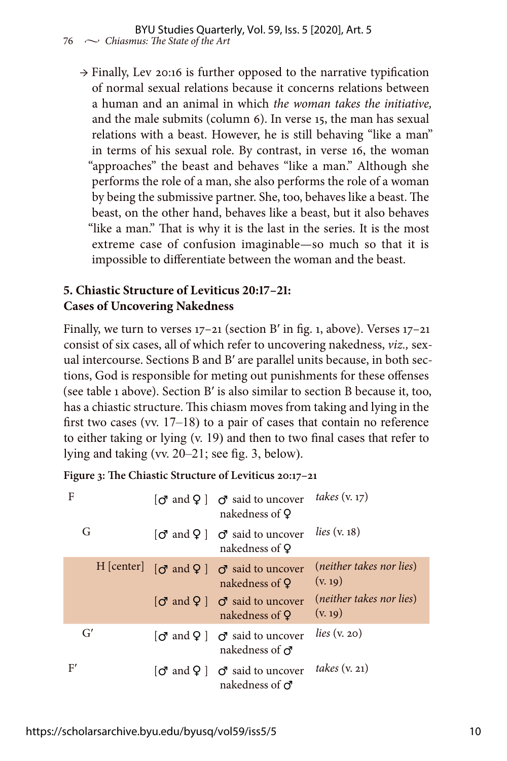→ Finally, Lev 20:16 is further opposed to the narrative typification of normal sexual relations because it concerns relations between a human and an animal in which *the woman takes the initiative,* and the male submits (column 6). In verse 15, the man has sexual relations with a beast. However, he is still behaving "like a man" in terms of his sexual role. By contrast, in verse 16, the woman "approaches" the beast and behaves "like a man." Although she performs the role of a man, she also performs the role of a woman by being the submissive partner. She, too, behaves like a beast. The beast, on the other hand, behaves like a beast, but it also behaves "like a man." That is why it is the last in the series. It is the most extreme case of confusion imaginable—so much so that it is impossible to differentiate between the woman and the beast.

## 5. Chiastic Structure of Leviticus 20:17–21: Cases of Uncovering Nakedness

Finally, we turn to verses 17–21 (section B′ in fig. 1, above). Verses 17–21 consist of six cases, all of which refer to uncovering nakedness, *viz.,* sexual intercourse. Sections B and B′ are parallel units because, in both sections, God is responsible for meting out punishments for these offenses (see table 1 above). Section B′ is also similar to section B because it, too, has a chiastic structure. This chiasm moves from taking and lying in the first two cases (vv. 17–18) to a pair of cases that contain no reference to either taking or lying (v. 19) and then to two final cases that refer to lying and taking (vv. 20–21; see fig. 3, below).

**Figure 3: The Chiastic Structure of Leviticus 20:17–21**

| | | | |
|---|---|---|---|
| F | [♂ and ♀] | ♂ said to uncover nakedness of ♀ | *takes* (v. 17) |
| G | [♂ and ♀] | ♂ said to uncover nakedness of ♀ | *lies* (v. 18) |
| H [center] | [♂ and ♀] | ♂ said to uncover nakedness of ♀ | (*neither takes nor lies*) (v. 19) |
| | [♂ and ♀] | ♂ said to uncover nakedness of ♀ | (*neither takes nor lies*) (v. 19) |
| G′ | [♂ and ♀] | ♂ said to uncover nakedness of ♂ | *lies* (v. 20) |
| F′ | [♂ and ♀] | ♂ said to uncover nakedness of ♂ | *takes* (v. 21) |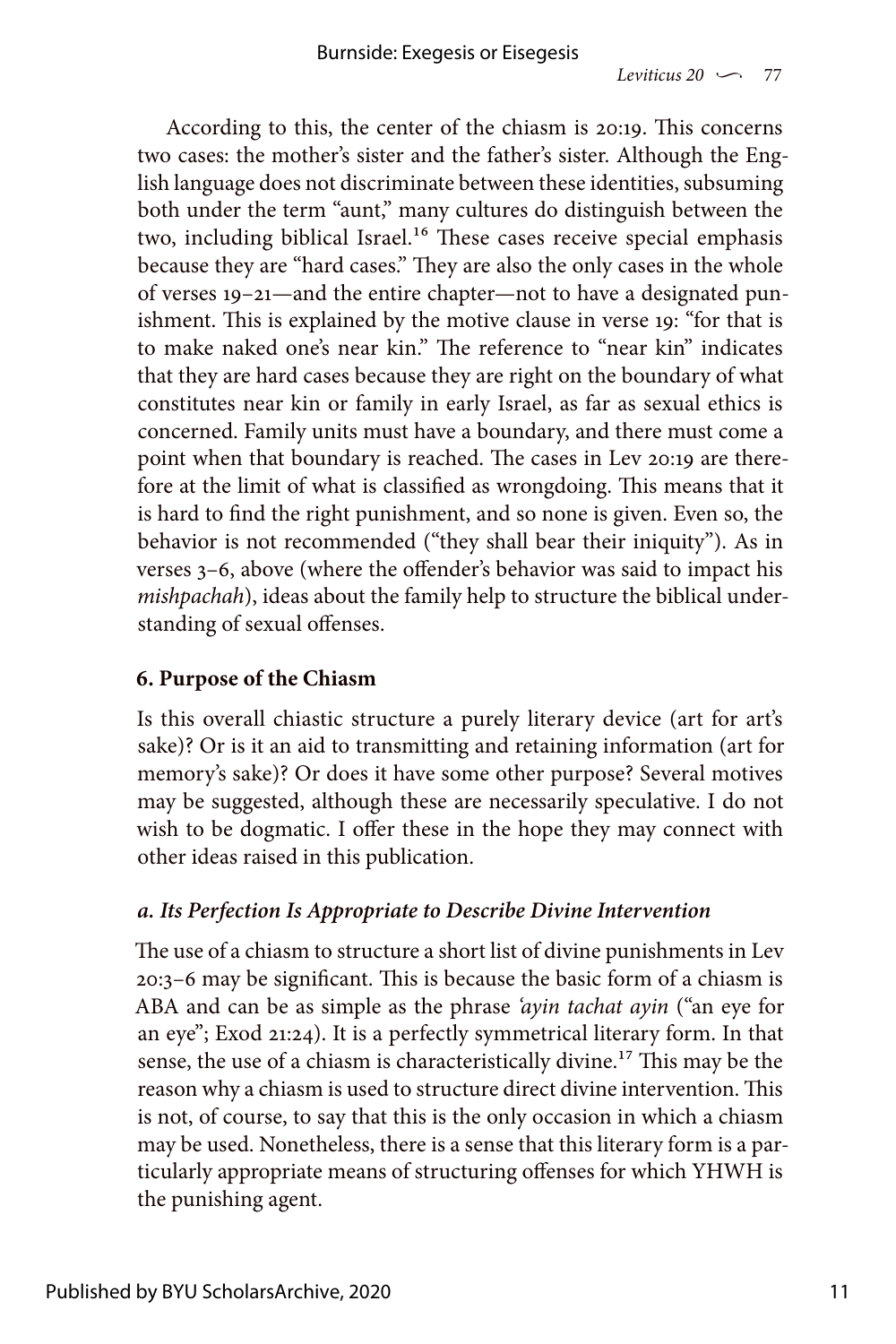According to this, the center of the chiasm is 20:19. This concerns two cases: the mother's sister and the father's sister. Although the English language does not discriminate between these identities, subsuming both under the term "aunt," many cultures do distinguish between the two, including biblical Israel.[16] These cases receive special emphasis because they are "hard cases." They are also the only cases in the whole of verses 19–21—and the entire chapter—not to have a designated punishment. This is explained by the motive clause in verse 19: "for that is to make naked one's near kin." The reference to "near kin" indicates that they are hard cases because they are right on the boundary of what constitutes near kin or family in early Israel, as far as sexual ethics is concerned. Family units must have a boundary, and there must come a point when that boundary is reached. The cases in Lev 20:19 are therefore at the limit of what is classified as wrongdoing. This means that it is hard to find the right punishment, and so none is given. Even so, the behavior is not recommended ("they shall bear their iniquity"). As in verses 3–6, above (where the offender's behavior was said to impact his *mishpachah*), ideas about the family help to structure the biblical understanding of sexual offenses.

### 6. Purpose of the Chiasm

Is this overall chiastic structure a purely literary device (art for art's sake)? Or is it an aid to transmitting and retaining information (art for memory's sake)? Or does it have some other purpose? Several motives may be suggested, although these are necessarily speculative. I do not wish to be dogmatic. I offer these in the hope they may connect with other ideas raised in this publication.

#### *a. Its Perfection Is Appropriate to Describe Divine Intervention*

The use of a chiasm to structure a short list of divine punishments in Lev 20:3–6 may be significant. This is because the basic form of a chiasm is ABA and can be as simple as the phrase *'ayin tachat ayin* ("an eye for an eye"; Exod 21:24). It is a perfectly symmetrical literary form. In that sense, the use of a chiasm is characteristically divine.[17] This may be the reason why a chiasm is used to structure direct divine intervention. This is not, of course, to say that this is the only occasion in which a chiasm may be used. Nonetheless, there is a sense that this literary form is a particularly appropriate means of structuring offenses for which YHWH is the punishing agent.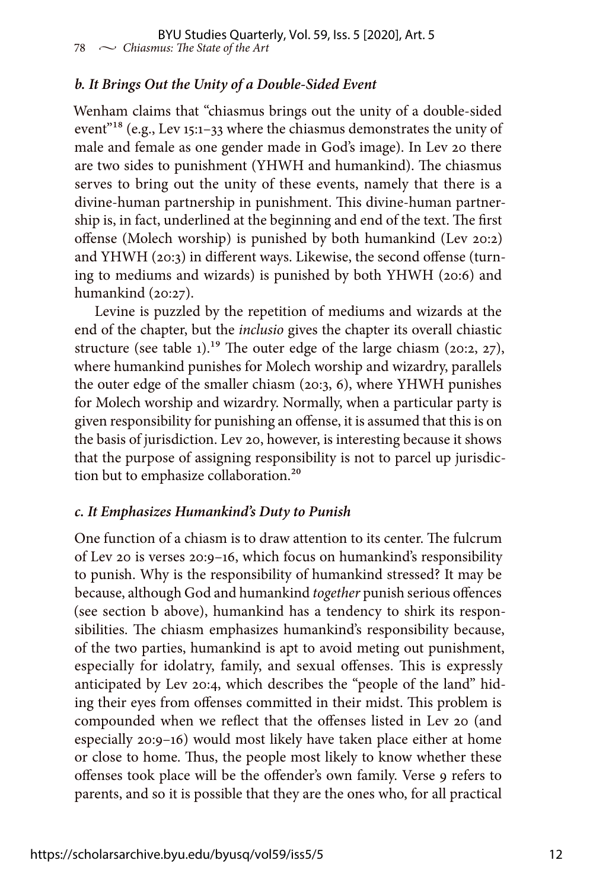### *b. It Brings Out the Unity of a Double-Sided Event*

Wenham claims that "chiasmus brings out the unity of a double-sided event"[18] (e.g., Lev 15:1–33 where the chiasmus demonstrates the unity of male and female as one gender made in God's image). In Lev 20 there are two sides to punishment (YHWH and humankind). The chiasmus serves to bring out the unity of these events, namely that there is a divine-human partnership in punishment. This divine-human partnership is, in fact, underlined at the beginning and end of the text. The first offense (Molech worship) is punished by both humankind (Lev 20:2) and YHWH (20:3) in different ways. Likewise, the second offense (turning to mediums and wizards) is punished by both YHWH (20:6) and humankind (20:27).

Levine is puzzled by the repetition of mediums and wizards at the end of the chapter, but the *inclusio* gives the chapter its overall chiastic structure (see table 1).[19] The outer edge of the large chiasm (20:2, 27), where humankind punishes for Molech worship and wizardry, parallels the outer edge of the smaller chiasm (20:3, 6), where YHWH punishes for Molech worship and wizardry. Normally, when a particular party is given responsibility for punishing an offense, it is assumed that this is on the basis of jurisdiction. Lev 20, however, is interesting because it shows that the purpose of assigning responsibility is not to parcel up jurisdiction but to emphasize collaboration.[20]

### *c. It Emphasizes Humankind's Duty to Punish*

One function of a chiasm is to draw attention to its center. The fulcrum of Lev 20 is verses 20:9–16, which focus on humankind's responsibility to punish. Why is the responsibility of humankind stressed? It may be because, although God and humankind *together* punish serious offences (see section b above), humankind has a tendency to shirk its responsibilities. The chiasm emphasizes humankind's responsibility because, of the two parties, humankind is apt to avoid meting out punishment, especially for idolatry, family, and sexual offenses. This is expressly anticipated by Lev 20:4, which describes the "people of the land" hiding their eyes from offenses committed in their midst. This problem is compounded when we reflect that the offenses listed in Lev 20 (and especially 20:9–16) would most likely have taken place either at home or close to home. Thus, the people most likely to know whether these offenses took place will be the offender's own family. Verse 9 refers to parents, and so it is possible that they are the ones who, for all practical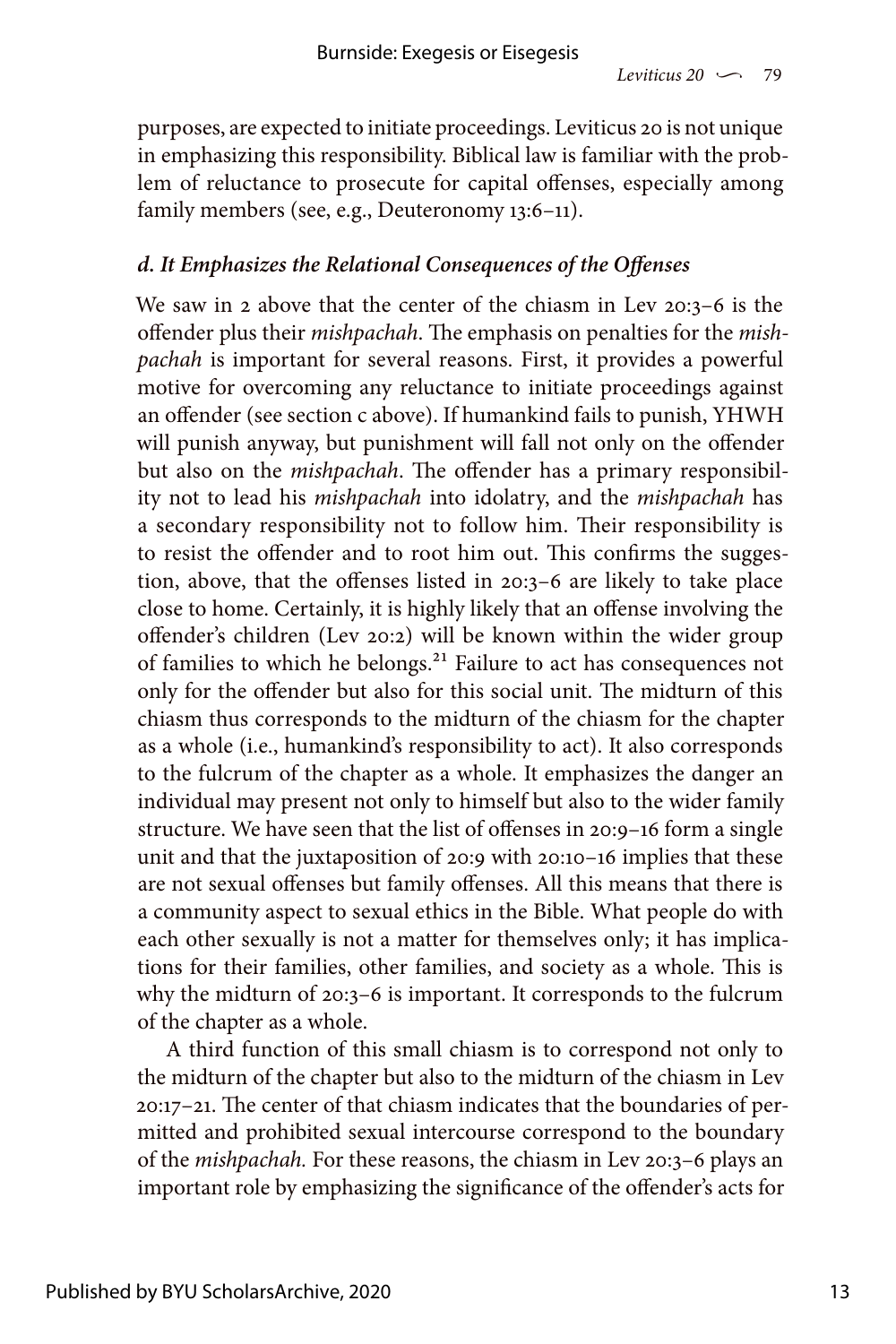purposes, are expected to initiate proceedings. Leviticus 20 is not unique in emphasizing this responsibility. Biblical law is familiar with the problem of reluctance to prosecute for capital offenses, especially among family members (see, e.g., Deuteronomy 13:6–11).

### *d. It Emphasizes the Relational Consequences of the Offenses*

We saw in 2 above that the center of the chiasm in Lev 20:3–6 is the offender plus their *mishpachah*. The emphasis on penalties for the *mishpachah* is important for several reasons. First, it provides a powerful motive for overcoming any reluctance to initiate proceedings against an offender (see section c above). If humankind fails to punish, YHWH will punish anyway, but punishment will fall not only on the offender but also on the *mishpachah*. The offender has a primary responsibility not to lead his *mishpachah* into idolatry, and the *mishpachah* has a secondary responsibility not to follow him. Their responsibility is to resist the offender and to root him out. This confirms the suggestion, above, that the offenses listed in 20:3–6 are likely to take place close to home. Certainly, it is highly likely that an offense involving the offender's children (Lev 20:2) will be known within the wider group of families to which he belongs.[21] Failure to act has consequences not only for the offender but also for this social unit. The midturn of this chiasm thus corresponds to the midturn of the chiasm for the chapter as a whole (i.e., humankind's responsibility to act). It also corresponds to the fulcrum of the chapter as a whole. It emphasizes the danger an individual may present not only to himself but also to the wider family structure. We have seen that the list of offenses in 20:9–16 form a single unit and that the juxtaposition of 20:9 with 20:10–16 implies that these are not sexual offenses but family offenses. All this means that there is a community aspect to sexual ethics in the Bible. What people do with each other sexually is not a matter for themselves only; it has implications for their families, other families, and society as a whole. This is why the midturn of 20:3–6 is important. It corresponds to the fulcrum of the chapter as a whole.

A third function of this small chiasm is to correspond not only to the midturn of the chapter but also to the midturn of the chiasm in Lev 20:17–21. The center of that chiasm indicates that the boundaries of permitted and prohibited sexual intercourse correspond to the boundary of the *mishpachah.* For these reasons, the chiasm in Lev 20:3–6 plays an important role by emphasizing the significance of the offender's acts for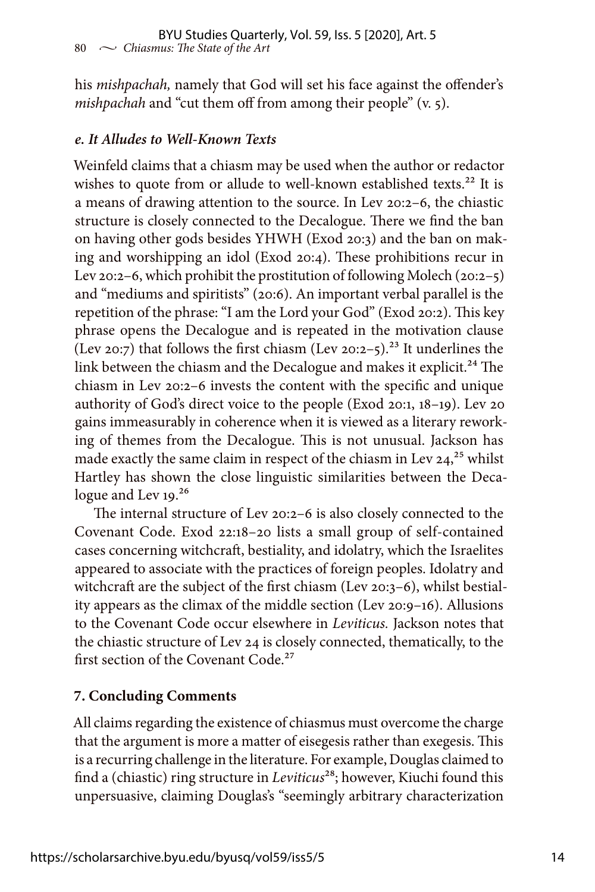his *mishpachah,* namely that God will set his face against the offender's *mishpachah* and "cut them off from among their people" (v. 5).

### *e. It Alludes to Well-Known Texts*

Weinfeld claims that a chiasm may be used when the author or redactor wishes to quote from or allude to well-known established texts.[22] It is a means of drawing attention to the source. In Lev 20:2–6, the chiastic structure is closely connected to the Decalogue. There we find the ban on having other gods besides YHWH (Exod 20:3) and the ban on making and worshipping an idol (Exod 20:4). These prohibitions recur in Lev 20:2–6, which prohibit the prostitution of following Molech (20:2–5) and "mediums and spiritists" (20:6). An important verbal parallel is the repetition of the phrase: "I am the Lord your God" (Exod 20:2). This key phrase opens the Decalogue and is repeated in the motivation clause (Lev 20:7) that follows the first chiasm (Lev 20:2–5).[23] It underlines the link between the chiasm and the Decalogue and makes it explicit.[24] The chiasm in Lev 20:2–6 invests the content with the specific and unique authority of God's direct voice to the people (Exod 20:1, 18–19). Lev 20 gains immeasurably in coherence when it is viewed as a literary reworking of themes from the Decalogue. This is not unusual. Jackson has made exactly the same claim in respect of the chiasm in Lev 24,[25] whilst Hartley has shown the close linguistic similarities between the Decalogue and Lev 19.[26]

The internal structure of Lev 20:2–6 is also closely connected to the Covenant Code. Exod 22:18–20 lists a small group of self-contained cases concerning witchcraft, bestiality, and idolatry, which the Israelites appeared to associate with the practices of foreign peoples. Idolatry and witchcraft are the subject of the first chiasm (Lev 20:3–6), whilst bestiality appears as the climax of the middle section (Lev 20:9–16). Allusions to the Covenant Code occur elsewhere in *Leviticus.* Jackson notes that the chiastic structure of Lev 24 is closely connected, thematically, to the first section of the Covenant Code.[27]

## 7. Concluding Comments

All claims regarding the existence of chiasmus must overcome the charge that the argument is more a matter of eisegesis rather than exegesis. This is a recurring challenge in the literature. For example, Douglas claimed to find a (chiastic) ring structure in *Leviticus*[28]; however, Kiuchi found this unpersuasive, claiming Douglas's "seemingly arbitrary characterization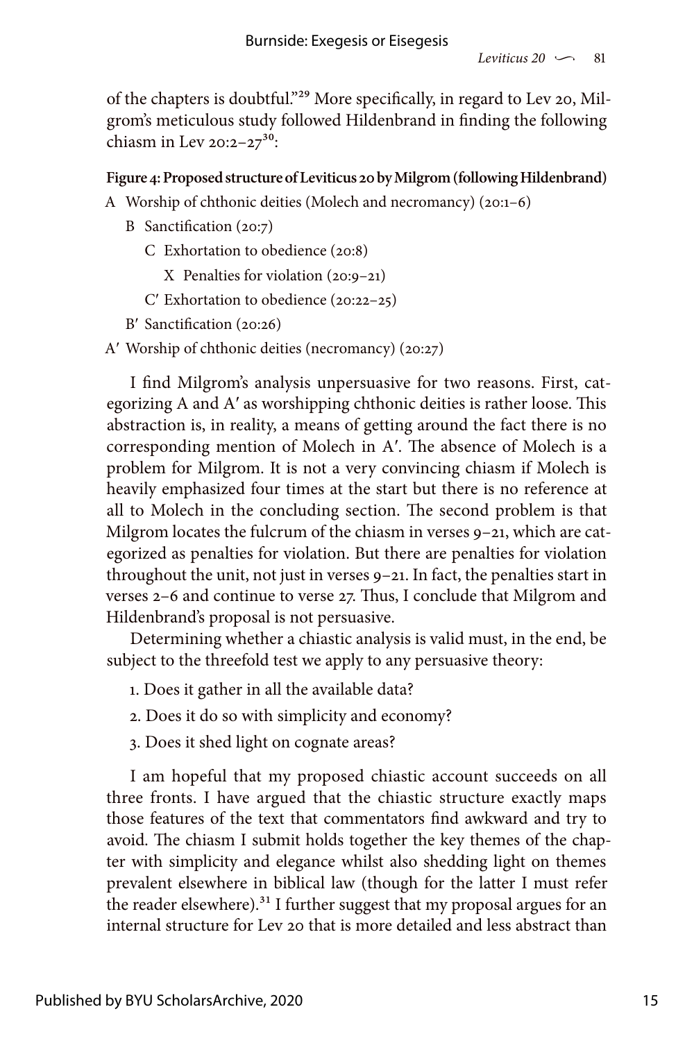of the chapters is doubtful."[29] More specifically, in regard to Lev 20, Milgrom's meticulous study followed Hildenbrand in finding the following chiasm in Lev 20:2–27[30]:

**Figure 4: Proposed structure of Leviticus 20 by Milgrom (following Hildenbrand)**

A Worship of chthonic deities (Molech and necromancy) (20:1–6)

  B Sanctification (20:7)

    C Exhortation to obedience (20:8)

      X Penalties for violation (20:9–21)

    C′ Exhortation to obedience (20:22–25)

  B′ Sanctification (20:26)

A′ Worship of chthonic deities (necromancy) (20:27)

I find Milgrom's analysis unpersuasive for two reasons. First, categorizing A and A′ as worshipping chthonic deities is rather loose. This abstraction is, in reality, a means of getting around the fact there is no corresponding mention of Molech in A′. The absence of Molech is a problem for Milgrom. It is not a very convincing chiasm if Molech is heavily emphasized four times at the start but there is no reference at all to Molech in the concluding section. The second problem is that Milgrom locates the fulcrum of the chiasm in verses 9–21, which are categorized as penalties for violation. But there are penalties for violation throughout the unit, not just in verses 9–21. In fact, the penalties start in verses 2–6 and continue to verse 27. Thus, I conclude that Milgrom and Hildenbrand's proposal is not persuasive.

Determining whether a chiastic analysis is valid must, in the end, be subject to the threefold test we apply to any persuasive theory:

1. Does it gather in all the available data?
2. Does it do so with simplicity and economy?
3. Does it shed light on cognate areas?

I am hopeful that my proposed chiastic account succeeds on all three fronts. I have argued that the chiastic structure exactly maps those features of the text that commentators find awkward and try to avoid. The chiasm I submit holds together the key themes of the chapter with simplicity and elegance whilst also shedding light on themes prevalent elsewhere in biblical law (though for the latter I must refer the reader elsewhere).[31] I further suggest that my proposal argues for an internal structure for Lev 20 that is more detailed and less abstract than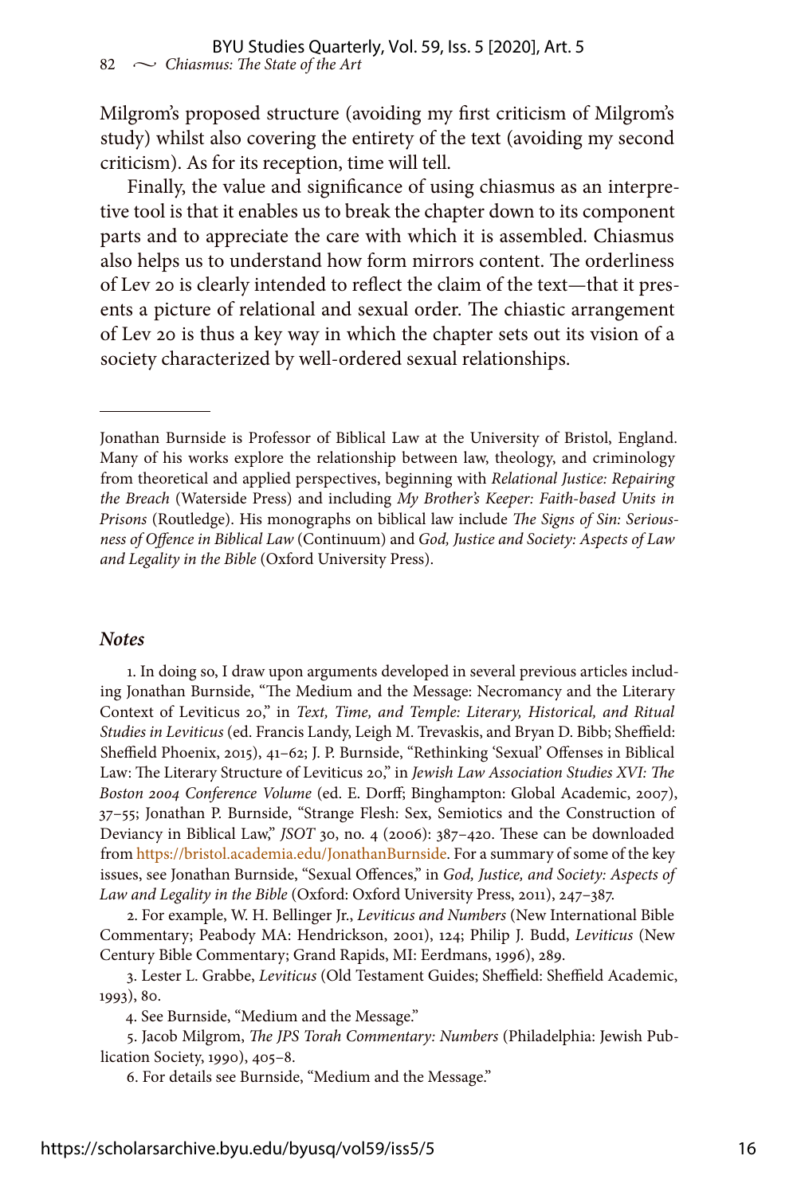Milgrom's proposed structure (avoiding my first criticism of Milgrom's study) whilst also covering the entirety of the text (avoiding my second criticism). As for its reception, time will tell.

Finally, the value and significance of using chiasmus as an interpretive tool is that it enables us to break the chapter down to its component parts and to appreciate the care with which it is assembled. Chiasmus also helps us to understand how form mirrors content. The orderliness of Lev 20 is clearly intended to reflect the claim of the text—that it presents a picture of relational and sexual order. The chiastic arrangement of Lev 20 is thus a key way in which the chapter sets out its vision of a society characterized by well-ordered sexual relationships.

---

Jonathan Burnside is Professor of Biblical Law at the University of Bristol, England. Many of his works explore the relationship between law, theology, and criminology from theoretical and applied perspectives, beginning with *Relational Justice: Repairing the Breach* (Waterside Press) and including *My Brother's Keeper: Faith-based Units in Prisons* (Routledge). His monographs on biblical law include *The Signs of Sin: Seriousness of Offence in Biblical Law* (Continuum) and *God, Justice and Society: Aspects of Law and Legality in the Bible* (Oxford University Press).

### *Notes*

1. In doing so, I draw upon arguments developed in several previous articles including Jonathan Burnside, "The Medium and the Message: Necromancy and the Literary Context of Leviticus 20," in *Text, Time, and Temple: Literary, Historical, and Ritual Studies in Leviticus* (ed. Francis Landy, Leigh M. Trevaskis, and Bryan D. Bibb; Sheffield: Sheffield Phoenix, 2015), 41–62; J. P. Burnside, "Rethinking 'Sexual' Offenses in Biblical Law: The Literary Structure of Leviticus 20," in *Jewish Law Association Studies XVI: The Boston 2004 Conference Volume* (ed. E. Dorff; Binghampton: Global Academic, 2007), 37–55; Jonathan P. Burnside, "Strange Flesh: Sex, Semiotics and the Construction of Deviancy in Biblical Law," *JSOT* 30, no. 4 (2006): 387–420. These can be downloaded from https://bristol.academia.edu/JonathanBurnside. For a summary of some of the key issues, see Jonathan Burnside, "Sexual Offences," in *God, Justice, and Society: Aspects of Law and Legality in the Bible* (Oxford: Oxford University Press, 2011), 247–387.

2. For example, W. H. Bellinger Jr., *Leviticus and Numbers* (New International Bible Commentary; Peabody MA: Hendrickson, 2001), 124; Philip J. Budd, *Leviticus* (New Century Bible Commentary; Grand Rapids, MI: Eerdmans, 1996), 289.

3. Lester L. Grabbe, *Leviticus* (Old Testament Guides; Sheffield: Sheffield Academic, 1993), 80.

4. See Burnside, "Medium and the Message."

5. Jacob Milgrom, *The JPS Torah Commentary: Numbers* (Philadelphia: Jewish Publication Society, 1990), 405–8.

6. For details see Burnside, "Medium and the Message."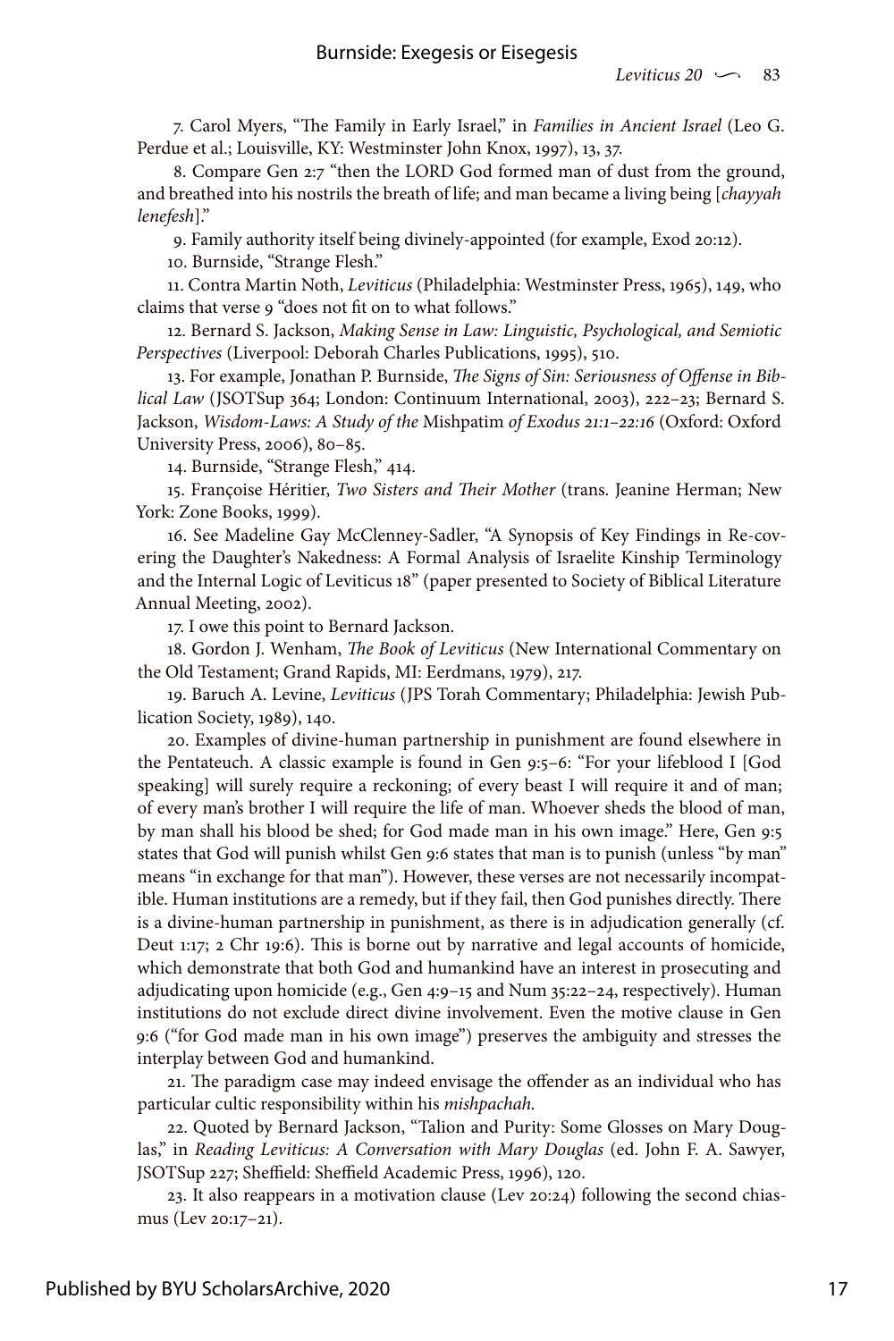7. Carol Myers, "The Family in Early Israel," in *Families in Ancient Israel* (Leo G. Perdue et al.; Louisville, KY: Westminster John Knox, 1997), 13, 37.

8. Compare Gen 2:7 "then the LORD God formed man of dust from the ground, and breathed into his nostrils the breath of life; and man became a living being [*chayyah lenefesh*]."

9. Family authority itself being divinely-appointed (for example, Exod 20:12).

10. Burnside, "Strange Flesh."

11. Contra Martin Noth, *Leviticus* (Philadelphia: Westminster Press, 1965), 149, who claims that verse 9 "does not fit on to what follows."

12. Bernard S. Jackson, *Making Sense in Law: Linguistic, Psychological, and Semiotic Perspectives* (Liverpool: Deborah Charles Publications, 1995), 510.

13. For example, Jonathan P. Burnside, *The Signs of Sin: Seriousness of Offense in Biblical Law* (JSOTSup 364; London: Continuum International, 2003), 222–23; Bernard S. Jackson, *Wisdom-Laws: A Study of the* Mishpatim *of Exodus 21:1–22:16* (Oxford: Oxford University Press, 2006), 80–85.

14. Burnside, "Strange Flesh," 414.

15. Françoise Héritier, *Two Sisters and Their Mother* (trans. Jeanine Herman; New York: Zone Books, 1999).

16. See Madeline Gay McClenney-Sadler, "A Synopsis of Key Findings in Re-covering the Daughter's Nakedness: A Formal Analysis of Israelite Kinship Terminology and the Internal Logic of Leviticus 18" (paper presented to Society of Biblical Literature Annual Meeting, 2002).

17. I owe this point to Bernard Jackson.

18. Gordon J. Wenham, *The Book of Leviticus* (New International Commentary on the Old Testament; Grand Rapids, MI: Eerdmans, 1979), 217.

19. Baruch A. Levine, *Leviticus* (JPS Torah Commentary; Philadelphia: Jewish Publication Society, 1989), 140.

20. Examples of divine-human partnership in punishment are found elsewhere in the Pentateuch. A classic example is found in Gen 9:5–6: "For your lifeblood I [God speaking] will surely require a reckoning; of every beast I will require it and of man; of every man's brother I will require the life of man. Whoever sheds the blood of man, by man shall his blood be shed; for God made man in his own image." Here, Gen 9:5 states that God will punish whilst Gen 9:6 states that man is to punish (unless "by man" means "in exchange for that man"). However, these verses are not necessarily incompatible. Human institutions are a remedy, but if they fail, then God punishes directly. There is a divine-human partnership in punishment, as there is in adjudication generally (cf. Deut 1:17; 2 Chr 19:6). This is borne out by narrative and legal accounts of homicide, which demonstrate that both God and humankind have an interest in prosecuting and adjudicating upon homicide (e.g., Gen 4:9–15 and Num 35:22–24, respectively). Human institutions do not exclude direct divine involvement. Even the motive clause in Gen 9:6 ("for God made man in his own image") preserves the ambiguity and stresses the interplay between God and humankind.

21. The paradigm case may indeed envisage the offender as an individual who has particular cultic responsibility within his *mishpachah.*

22. Quoted by Bernard Jackson, "Talion and Purity: Some Glosses on Mary Douglas," in *Reading Leviticus: A Conversation with Mary Douglas* (ed. John F. A. Sawyer, JSOTSup 227; Sheffield: Sheffield Academic Press, 1996), 120.

23. It also reappears in a motivation clause (Lev 20:24) following the second chiasmus (Lev 20:17–21).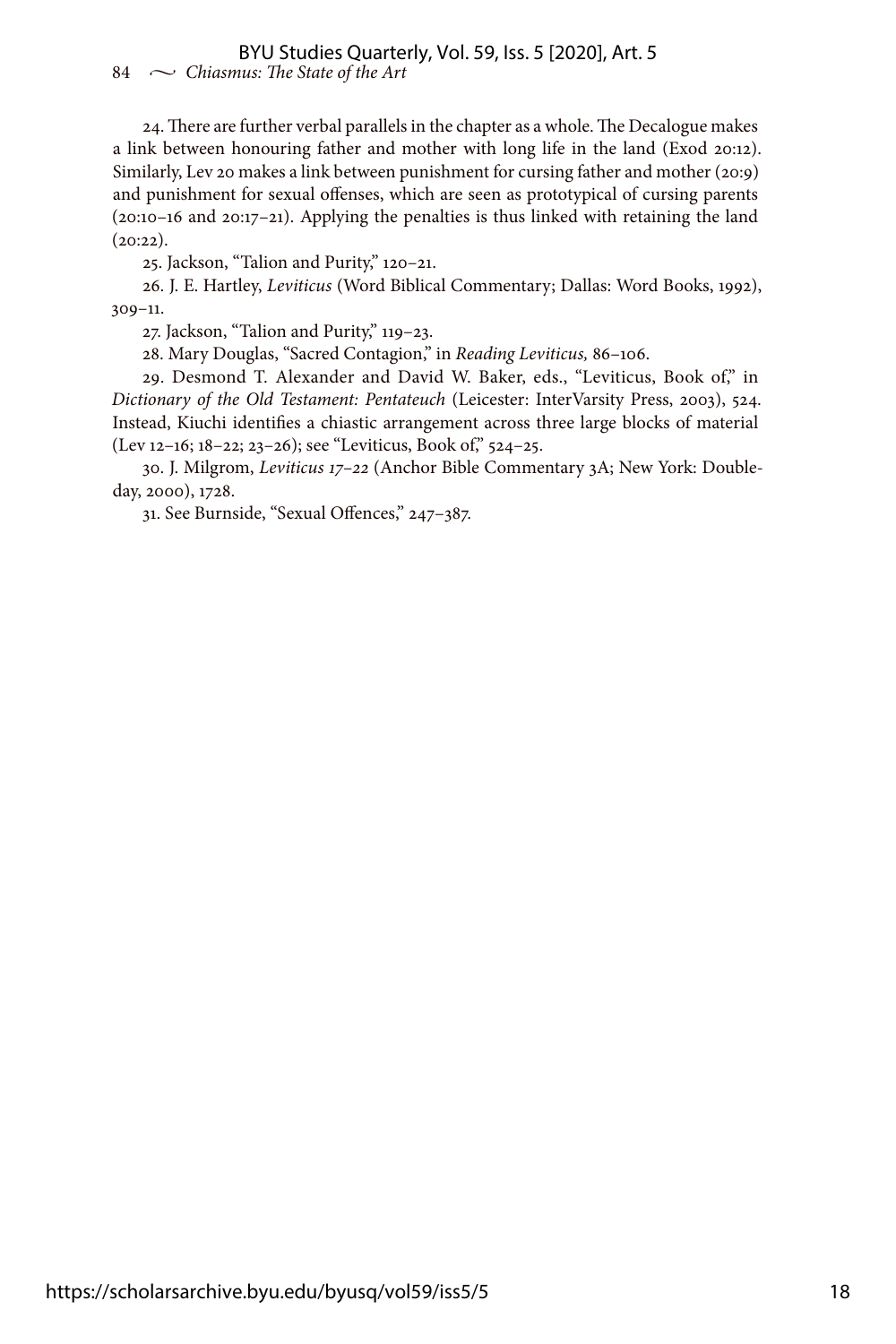24. There are further verbal parallels in the chapter as a whole. The Decalogue makes a link between honouring father and mother with long life in the land (Exod 20:12). Similarly, Lev 20 makes a link between punishment for cursing father and mother (20:9) and punishment for sexual offenses, which are seen as prototypical of cursing parents (20:10–16 and 20:17–21). Applying the penalties is thus linked with retaining the land (20:22).

25. Jackson, "Talion and Purity," 120–21.

26. J. E. Hartley, *Leviticus* (Word Biblical Commentary; Dallas: Word Books, 1992), 309–11.

27. Jackson, "Talion and Purity," 119–23.

28. Mary Douglas, "Sacred Contagion," in *Reading Leviticus,* 86–106.

29. Desmond T. Alexander and David W. Baker, eds., "Leviticus, Book of," in *Dictionary of the Old Testament: Pentateuch* (Leicester: InterVarsity Press, 2003), 524. Instead, Kiuchi identifies a chiastic arrangement across three large blocks of material (Lev 12–16; 18–22; 23–26); see "Leviticus, Book of," 524–25.

30. J. Milgrom, *Leviticus 17–22* (Anchor Bible Commentary 3A; New York: Doubleday, 2000), 1728.

31. See Burnside, "Sexual Offences," 247–387.